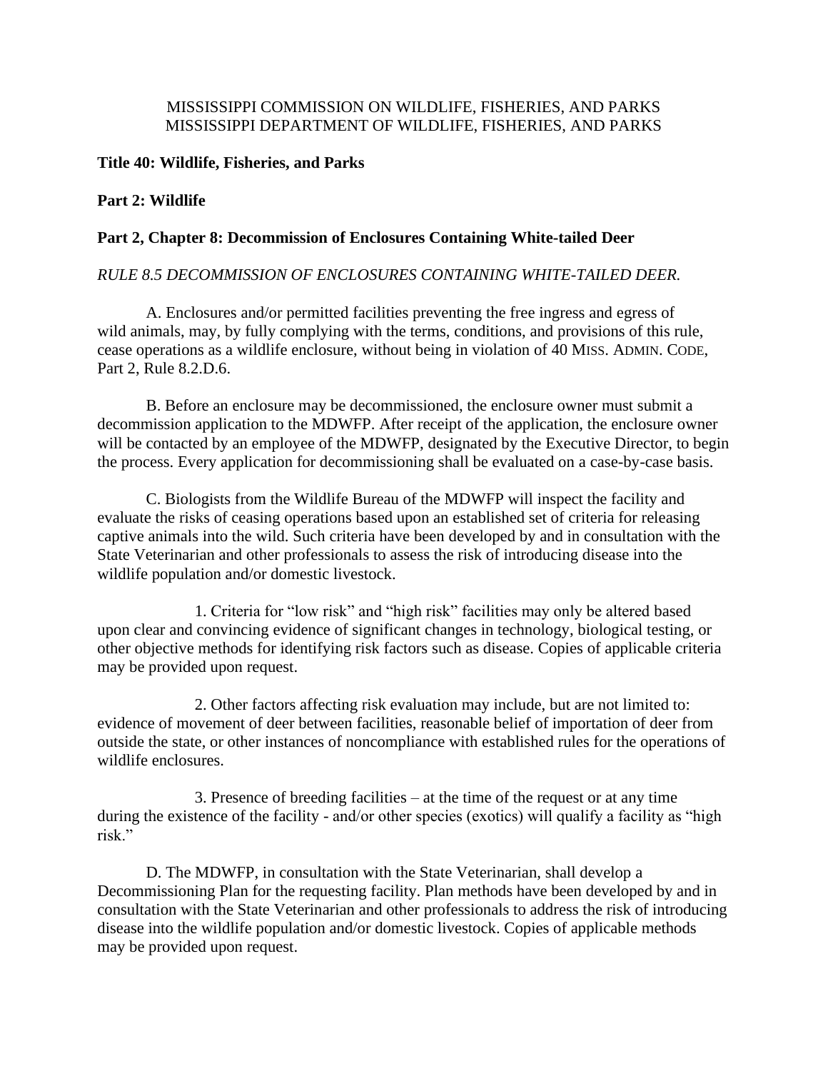MISSISSIPPI COMMISSION ON WILDLIFE, FISHERIES, AND PARKS
MISSISSIPPI DEPARTMENT OF WILDLIFE, FISHERIES, AND PARKS

**Title 40: Wildlife, Fisheries, and Parks**

**Part 2: Wildlife**

**Part 2, Chapter 8: Decommission of Enclosures Containing White-tailed Deer**

*RULE 8.5 DECOMMISSION OF ENCLOSURES CONTAINING WHITE-TAILED DEER.*

A. Enclosures and/or permitted facilities preventing the free ingress and egress of wild animals, may, by fully complying with the terms, conditions, and provisions of this rule, cease operations as a wildlife enclosure, without being in violation of 40 MISS. ADMIN. CODE, Part 2, Rule 8.2.D.6.

B. Before an enclosure may be decommissioned, the enclosure owner must submit a decommission application to the MDWFP. After receipt of the application, the enclosure owner will be contacted by an employee of the MDWFP, designated by the Executive Director, to begin the process. Every application for decommissioning shall be evaluated on a case-by-case basis.

C. Biologists from the Wildlife Bureau of the MDWFP will inspect the facility and evaluate the risks of ceasing operations based upon an established set of criteria for releasing captive animals into the wild. Such criteria have been developed by and in consultation with the State Veterinarian and other professionals to assess the risk of introducing disease into the wildlife population and/or domestic livestock.

1. Criteria for "low risk" and "high risk" facilities may only be altered based upon clear and convincing evidence of significant changes in technology, biological testing, or other objective methods for identifying risk factors such as disease. Copies of applicable criteria may be provided upon request.

2. Other factors affecting risk evaluation may include, but are not limited to: evidence of movement of deer between facilities, reasonable belief of importation of deer from outside the state, or other instances of noncompliance with established rules for the operations of wildlife enclosures.

3. Presence of breeding facilities – at the time of the request or at any time during the existence of the facility - and/or other species (exotics) will qualify a facility as "high risk."

D. The MDWFP, in consultation with the State Veterinarian, shall develop a Decommissioning Plan for the requesting facility. Plan methods have been developed by and in consultation with the State Veterinarian and other professionals to address the risk of introducing disease into the wildlife population and/or domestic livestock. Copies of applicable methods may be provided upon request.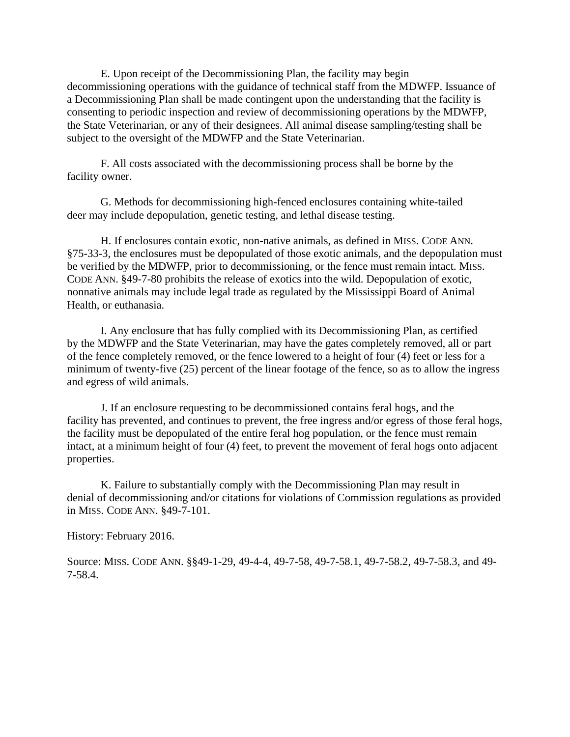E. Upon receipt of the Decommissioning Plan, the facility may begin decommissioning operations with the guidance of technical staff from the MDWFP. Issuance of a Decommissioning Plan shall be made contingent upon the understanding that the facility is consenting to periodic inspection and review of decommissioning operations by the MDWFP, the State Veterinarian, or any of their designees. All animal disease sampling/testing shall be subject to the oversight of the MDWFP and the State Veterinarian.

F. All costs associated with the decommissioning process shall be borne by the facility owner.

G. Methods for decommissioning high-fenced enclosures containing white-tailed deer may include depopulation, genetic testing, and lethal disease testing.

H. If enclosures contain exotic, non-native animals, as defined in MISS. CODE ANN. §75-33-3, the enclosures must be depopulated of those exotic animals, and the depopulation must be verified by the MDWFP, prior to decommissioning, or the fence must remain intact. MISS. CODE ANN. §49-7-80 prohibits the release of exotics into the wild. Depopulation of exotic, nonnative animals may include legal trade as regulated by the Mississippi Board of Animal Health, or euthanasia.

I. Any enclosure that has fully complied with its Decommissioning Plan, as certified by the MDWFP and the State Veterinarian, may have the gates completely removed, all or part of the fence completely removed, or the fence lowered to a height of four (4) feet or less for a minimum of twenty-five (25) percent of the linear footage of the fence, so as to allow the ingress and egress of wild animals.

J. If an enclosure requesting to be decommissioned contains feral hogs, and the facility has prevented, and continues to prevent, the free ingress and/or egress of those feral hogs, the facility must be depopulated of the entire feral hog population, or the fence must remain intact, at a minimum height of four (4) feet, to prevent the movement of feral hogs onto adjacent properties.

K. Failure to substantially comply with the Decommissioning Plan may result in denial of decommissioning and/or citations for violations of Commission regulations as provided in MISS. CODE ANN. §49-7-101.

History: February 2016.

Source: MISS. CODE ANN. §§49-1-29, 49-4-4, 49-7-58, 49-7-58.1, 49-7-58.2, 49-7-58.3, and 49-7-58.4.